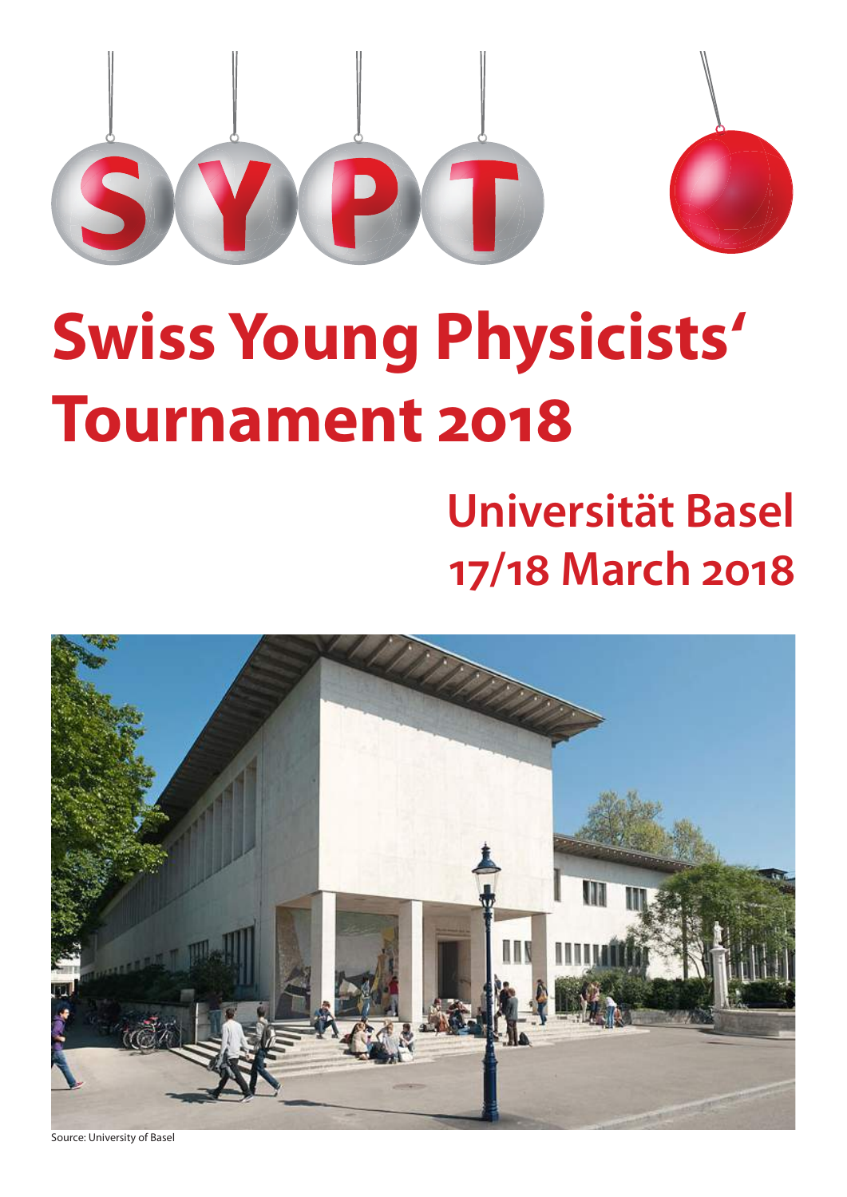SYPT

# Swiss Young Physicists' Tournament 2018

## Universität Basel
## 17/18 March 2018

Source: University of Basel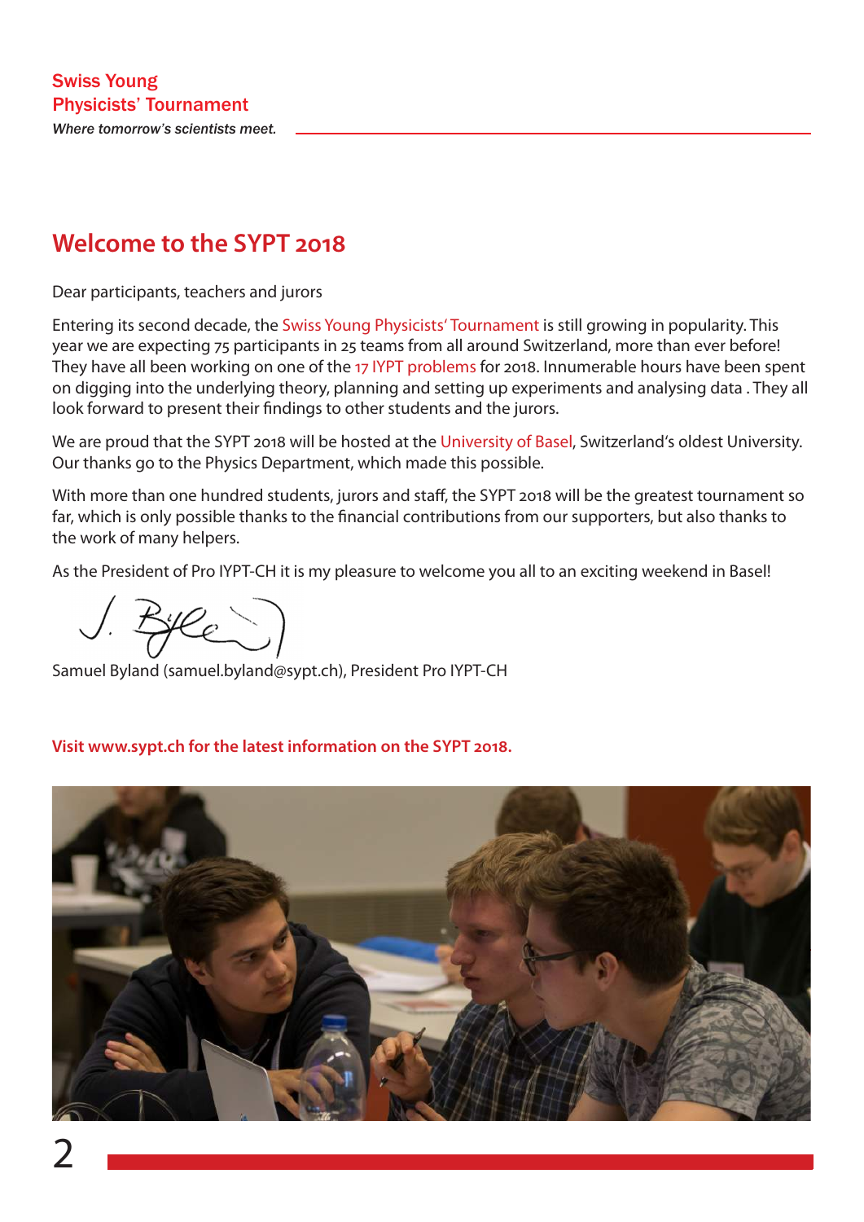Swiss Young
Physicists' Tournament
*Where tomorrow's scientists meet.*

# Welcome to the SYPT 2018

Dear participants, teachers and jurors

Entering its second decade, the Swiss Young Physicists' Tournament is still growing in popularity. This year we are expecting 75 participants in 25 teams from all around Switzerland, more than ever before! They have all been working on one of the 17 IYPT problems for 2018. Innumerable hours have been spent on digging into the underlying theory, planning and setting up experiments and analysing data . They all look forward to present their findings to other students and the jurors.

We are proud that the SYPT 2018 will be hosted at the University of Basel, Switzerland's oldest University. Our thanks go to the Physics Department, which made this possible.

With more than one hundred students, jurors and staff, the SYPT 2018 will be the greatest tournament so far, which is only possible thanks to the financial contributions from our supporters, but also thanks to the work of many helpers.

As the President of Pro IYPT-CH it is my pleasure to welcome you all to an exciting weekend in Basel!

Samuel Byland (samuel.byland@sypt.ch), President Pro IYPT-CH

**Visit www.sypt.ch for the latest information on the SYPT 2018.**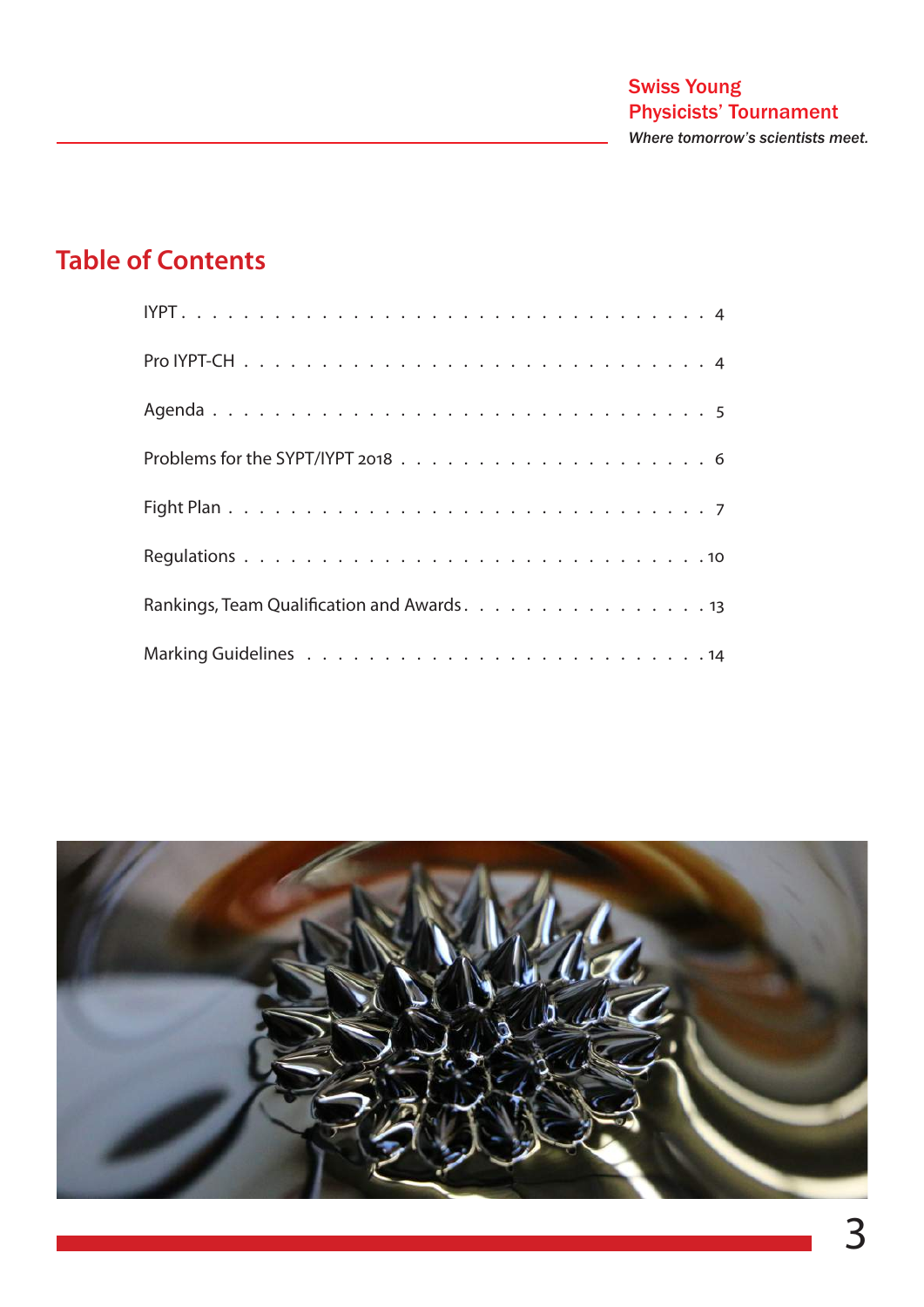# Table of Contents

| | |
|---|---|
| IYPT | 4 |
| Pro IYPT-CH | 4 |
| Agenda | 5 |
| Problems for the SYPT/IYPT 2018 | 6 |
| Fight Plan | 7 |
| Regulations | 10 |
| Rankings, Team Qualification and Awards | 13 |
| Marking Guidelines | 14 |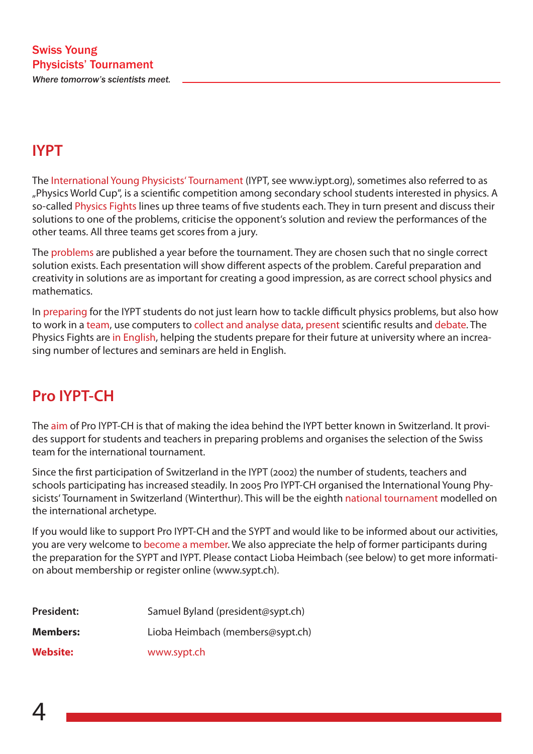Swiss Young Physicists' Tournament

*Where tomorrow's scientists meet.*

## IYPT

The International Young Physicists' Tournament (IYPT, see www.iypt.org), sometimes also referred to as „Physics World Cup", is a scientific competition among secondary school students interested in physics. A so-called Physics Fights lines up three teams of five students each. They in turn present and discuss their solutions to one of the problems, criticise the opponent's solution and review the performances of the other teams. All three teams get scores from a jury.

The problems are published a year before the tournament. They are chosen such that no single correct solution exists. Each presentation will show different aspects of the problem. Careful preparation and creativity in solutions are as important for creating a good impression, as are correct school physics and mathematics.

In preparing for the IYPT students do not just learn how to tackle difficult physics problems, but also how to work in a team, use computers to collect and analyse data, present scientific results and debate. The Physics Fights are in English, helping the students prepare for their future at university where an increasing number of lectures and seminars are held in English.

## Pro IYPT-CH

The aim of Pro IYPT-CH is that of making the idea behind the IYPT better known in Switzerland. It provides support for students and teachers in preparing problems and organises the selection of the Swiss team for the international tournament.

Since the first participation of Switzerland in the IYPT (2002) the number of students, teachers and schools participating has increased steadily. In 2005 Pro IYPT-CH organised the International Young Physicists' Tournament in Switzerland (Winterthur). This will be the eighth national tournament modelled on the international archetype.

If you would like to support Pro IYPT-CH and the SYPT and would like to be informed about our activities, you are very welcome to become a member. We also appreciate the help of former participants during the preparation for the SYPT and IYPT. Please contact Lioba Heimbach (see below) to get more information about membership or register online (www.sypt.ch).

| | |
|---|---|
| **President:** | Samuel Byland (president@sypt.ch) |
| **Members:** | Lioba Heimbach (members@sypt.ch) |
| **Website:** | www.sypt.ch |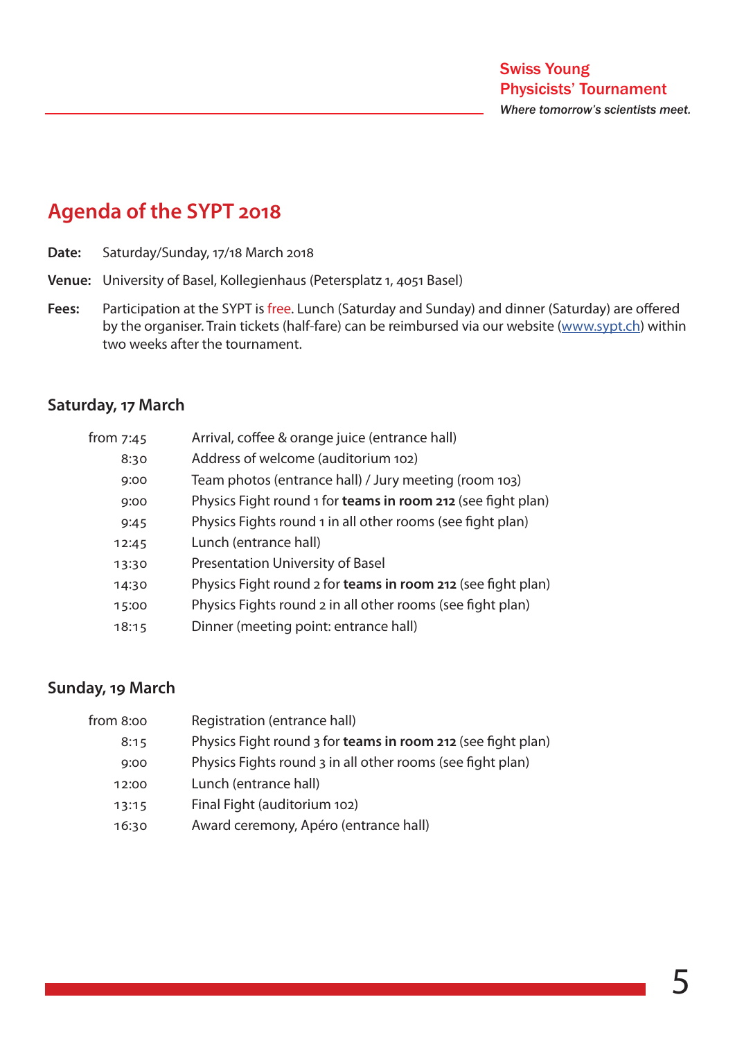# Agenda of the SYPT 2018

**Date:** Saturday/Sunday, 17/18 March 2018

**Venue:** University of Basel, Kollegienhaus (Petersplatz 1, 4051 Basel)

**Fees:** Participation at the SYPT is free. Lunch (Saturday and Sunday) and dinner (Saturday) are offered by the organiser. Train tickets (half-fare) can be reimbursed via our website (www.sypt.ch) within two weeks after the tournament.

## Saturday, 17 March

| | |
|---|---|
| from 7:45 | Arrival, coffee & orange juice (entrance hall) |
| 8:30 | Address of welcome (auditorium 102) |
| 9:00 | Team photos (entrance hall) / Jury meeting (room 103) |
| 9:00 | Physics Fight round 1 for **teams in room 212** (see fight plan) |
| 9:45 | Physics Fights round 1 in all other rooms (see fight plan) |
| 12:45 | Lunch (entrance hall) |
| 13:30 | Presentation University of Basel |
| 14:30 | Physics Fight round 2 for **teams in room 212** (see fight plan) |
| 15:00 | Physics Fights round 2 in all other rooms (see fight plan) |
| 18:15 | Dinner (meeting point: entrance hall) |

## Sunday, 19 March

| | |
|---|---|
| from 8:00 | Registration (entrance hall) |
| 8:15 | Physics Fight round 3 for **teams in room 212** (see fight plan) |
| 9:00 | Physics Fights round 3 in all other rooms (see fight plan) |
| 12:00 | Lunch (entrance hall) |
| 13:15 | Final Fight (auditorium 102) |
| 16:30 | Award ceremony, Apéro (entrance hall) |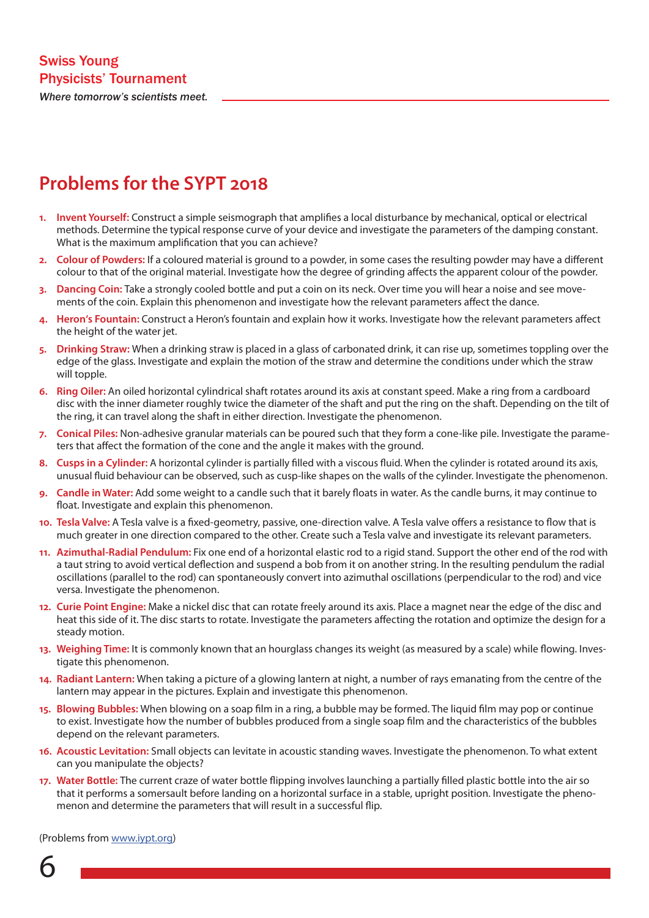# Problems for the SYPT 2018

1. **Invent Yourself:** Construct a simple seismograph that amplifies a local disturbance by mechanical, optical or electrical methods. Determine the typical response curve of your device and investigate the parameters of the damping constant. What is the maximum amplification that you can achieve?
2. **Colour of Powders:** If a coloured material is ground to a powder, in some cases the resulting powder may have a different colour to that of the original material. Investigate how the degree of grinding affects the apparent colour of the powder.
3. **Dancing Coin:** Take a strongly cooled bottle and put a coin on its neck. Over time you will hear a noise and see movements of the coin. Explain this phenomenon and investigate how the relevant parameters affect the dance.
4. **Heron's Fountain:** Construct a Heron's fountain and explain how it works. Investigate how the relevant parameters affect the height of the water jet.
5. **Drinking Straw:** When a drinking straw is placed in a glass of carbonated drink, it can rise up, sometimes toppling over the edge of the glass. Investigate and explain the motion of the straw and determine the conditions under which the straw will topple.
6. **Ring Oiler:** An oiled horizontal cylindrical shaft rotates around its axis at constant speed. Make a ring from a cardboard disc with the inner diameter roughly twice the diameter of the shaft and put the ring on the shaft. Depending on the tilt of the ring, it can travel along the shaft in either direction. Investigate the phenomenon.
7. **Conical Piles:** Non-adhesive granular materials can be poured such that they form a cone-like pile. Investigate the parameters that affect the formation of the cone and the angle it makes with the ground.
8. **Cusps in a Cylinder:** A horizontal cylinder is partially filled with a viscous fluid. When the cylinder is rotated around its axis, unusual fluid behaviour can be observed, such as cusp-like shapes on the walls of the cylinder. Investigate the phenomenon.
9. **Candle in Water:** Add some weight to a candle such that it barely floats in water. As the candle burns, it may continue to float. Investigate and explain this phenomenon.
10. **Tesla Valve:** A Tesla valve is a fixed-geometry, passive, one-direction valve. A Tesla valve offers a resistance to flow that is much greater in one direction compared to the other. Create such a Tesla valve and investigate its relevant parameters.
11. **Azimuthal-Radial Pendulum:** Fix one end of a horizontal elastic rod to a rigid stand. Support the other end of the rod with a taut string to avoid vertical deflection and suspend a bob from it on another string. In the resulting pendulum the radial oscillations (parallel to the rod) can spontaneously convert into azimuthal oscillations (perpendicular to the rod) and vice versa. Investigate the phenomenon.
12. **Curie Point Engine:** Make a nickel disc that can rotate freely around its axis. Place a magnet near the edge of the disc and heat this side of it. The disc starts to rotate. Investigate the parameters affecting the rotation and optimize the design for a steady motion.
13. **Weighing Time:** It is commonly known that an hourglass changes its weight (as measured by a scale) while flowing. Investigate this phenomenon.
14. **Radiant Lantern:** When taking a picture of a glowing lantern at night, a number of rays emanating from the centre of the lantern may appear in the pictures. Explain and investigate this phenomenon.
15. **Blowing Bubbles:** When blowing on a soap film in a ring, a bubble may be formed. The liquid film may pop or continue to exist. Investigate how the number of bubbles produced from a single soap film and the characteristics of the bubbles depend on the relevant parameters.
16. **Acoustic Levitation:** Small objects can levitate in acoustic standing waves. Investigate the phenomenon. To what extent can you manipulate the objects?
17. **Water Bottle:** The current craze of water bottle flipping involves launching a partially filled plastic bottle into the air so that it performs a somersault before landing on a horizontal surface in a stable, upright position. Investigate the phenomenon and determine the parameters that will result in a successful flip.

(Problems from www.iypt.org)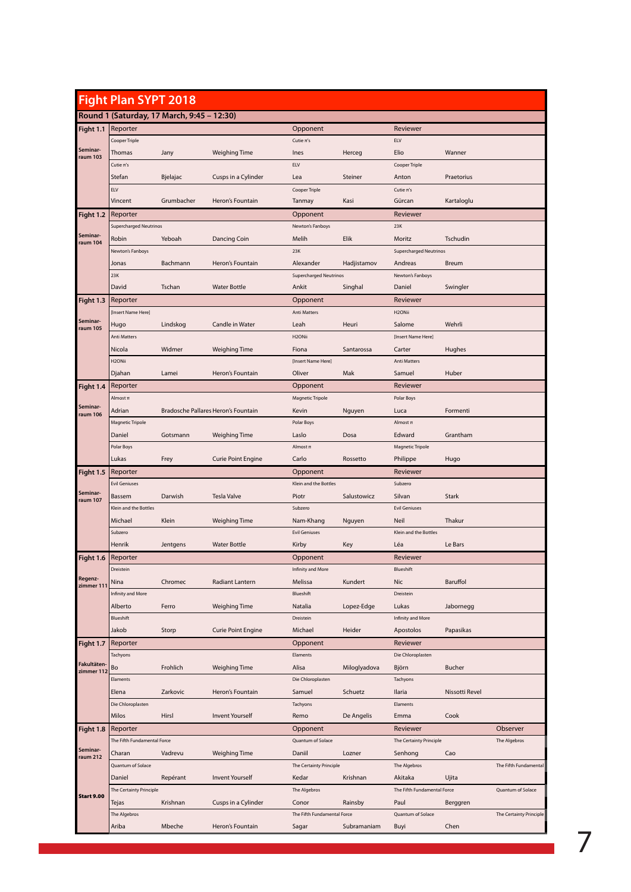# Fight Plan SYPT 2018

## Round 1 (Saturday, 17 March, 9:45 – 12:30)

| Fight | Reporter | | | Opponent | | Reviewer | | Observer |
|---|---|---|---|---|---|---|---|---|
| **Fight 1.1** | Reporter | | | Opponent | | Reviewer | | |
| Seminar-raum 103 | Cooper Triple | | | Cutie π's | | ELV | | |
| | Thomas | Jany | Weighing Time | Ines | Herceg | Elio | Wanner | |
| | Cutie π's | | | ELV | | Cooper Triple | | |
| | Stefan | Bjelajac | Cusps in a Cylinder | Lea | Steiner | Anton | Praetorius | |
| | ELV | | | Cooper Triple | | Cutie π's | | |
| | Vincent | Grumbacher | Heron's Fountain | Tanmay | Kasi | Gürcan | Kartaloglu | |
| **Fight 1.2** | Reporter | | | Opponent | | Reviewer | | |
| Seminar-raum 104 | Supercharged Neutrinos | | | Newton's Fanboys | | 23K | | |
| | Robin | Yeboah | Dancing Coin | Melih | Elik | Moritz | Tschudin | |
| | Newton's Fanboys | | | 23K | | Supercharged Neutrinos | | |
| | Jonas | Bachmann | Heron's Fountain | Alexander | Hadjistamov | Andreas | Breum | |
| | 23K | | | Supercharged Neutrinos | | Newton's Fanboys | | |
| | David | Tschan | Water Bottle | Ankit | Singhal | Daniel | Swingler | |
| **Fight 1.3** | Reporter | | | Opponent | | Reviewer | | |
| Seminar-raum 105 | [Insert Name Here] | | | Anti Matters | | H2ONii | | |
| | Hugo | Lindskog | Candle in Water | Leah | Heuri | Salome | Wehrli | |
| | Anti Matters | | | H2ONii | | [Insert Name Here] | | |
| | Nicola | Widmer | Weighing Time | Fiona | Santarossa | Carter | Hughes | |
| | H2ONii | | | [Insert Name Here] | | Anti Matters | | |
| | Djahan | Lamei | Heron's Fountain | Oliver | Mak | Samuel | Huber | |
| **Fight 1.4** | Reporter | | | Opponent | | Reviewer | | |
| Seminar-raum 106 | Almost π | | | Magnetic Tripole | | Polar Boys | | |
| | Adrian | Bradosche Pallares | Heron's Fountain | Kevin | Nguyen | Luca | Formenti | |
| | Magnetic Tripole | | | Polar Boys | | Almost π | | |
| | Daniel | Gotsmann | Weighing Time | Laslo | Dosa | Edward | Grantham | |
| | Polar Boys | | | Almost π | | Magnetic Tripole | | |
| | Lukas | Frey | Curie Point Engine | Carlo | Rossetto | Philippe | Hugo | |
| **Fight 1.5** | Reporter | | | Opponent | | Reviewer | | |
| Seminar-raum 107 | Evil Geniuses | | | Klein and the Bottles | | Subzero | | |
| | Bassem | Darwish | Tesla Valve | Piotr | Salustowicz | Silvan | Stark | |
| | Klein and the Bottles | | | Subzero | | Evil Geniuses | | |
| | Michael | Klein | Weighing Time | Nam-Khang | Nguyen | Neil | Thakur | |
| | Subzero | | | Evil Geniuses | | Klein and the Bottles | | |
| | Henrik | Jentgens | Water Bottle | Kirby | Key | Léa | Le Bars | |
| **Fight 1.6** | Reporter | | | Opponent | | Reviewer | | |
| Regenz-zimmer 111 | Dreistein | | | Infinity and More | | Blueshift | | |
| | Nina | Chromec | Radiant Lantern | Melissa | Kundert | Nic | Baruffol | |
| | Infinity and More | | | Blueshift | | Dreistein | | |
| | Alberto | Ferro | Weighing Time | Natalia | Lopez-Edge | Lukas | Jabornegg | |
| | Blueshift | | | Dreistein | | Infinity and More | | |
| | Jakob | Storp | Curie Point Engine | Michael | Heider | Apostolos | Papasikas | |
| **Fight 1.7** | Reporter | | | Opponent | | Reviewer | | |
| Fakultäten-zimmer 112 | Tachyons | | | Elaments | | Die Chloroplasten | | |
| | Bo | Frohlich | Weighing Time | Alisa | Miloglyadova | Björn | Bucher | |
| | Elaments | | | Die Chloroplasten | | Tachyons | | |
| | Elena | Zarkovic | Heron's Fountain | Samuel | Schuetz | Ilaria | Nissotti Revel | |
| | Die Chloroplasten | | | Tachyons | | Elaments | | |
| | Milos | Hirsl | Invent Yourself | Remo | De Angelis | Emma | Cook | |
| **Fight 1.8** | Reporter | | | Opponent | | Reviewer | | Observer |
| Seminar-raum 212 | The Fifth Fundamental Force | | | Quantum of Solace | | The Certainty Principle | | The Algebros |
| | Charan | Vadrevu | Weighing Time | Daniil | Lozner | Senhong | Cao | |
| | Quantum of Solace | | | The Certainty Principle | | The Algebros | | The Fifth Fundamental |
| | Daniel | Repérant | Invent Yourself | Kedar | Krishnan | Akitaka | Ujita | |
| **Start 9.00** | The Certainty Principle | | | The Algebros | | The Fifth Fundamental Force | | Quantum of Solace |
| | Tejas | Krishnan | Cusps in a Cylinder | Conor | Rainsby | Paul | Berggren | |
| | The Algebros | | | The Fifth Fundamental Force | | Quantum of Solace | | The Certainty Principle |
| | Ariba | Mbeche | Heron's Fountain | Sagar | Subramaniam | Buyi | Chen | |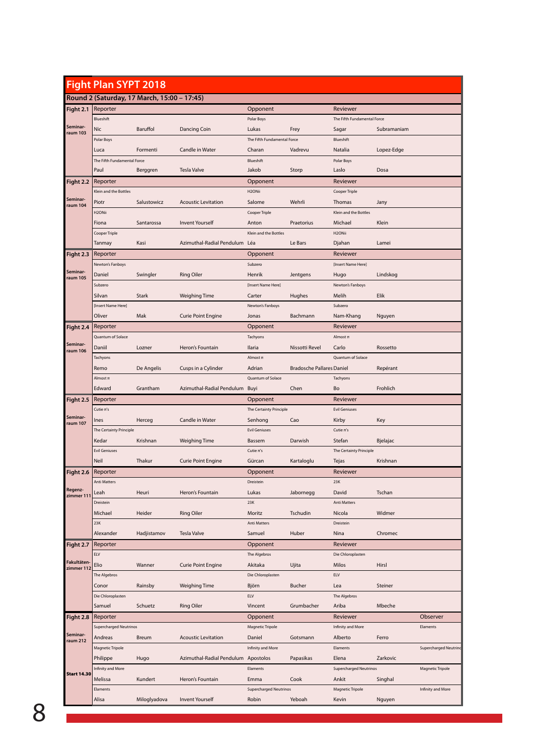# Fight Plan SYPT 2018

## Round 2 (Saturday, 17 March, 15:00 – 17:45)

| Fight | Reporter | | | Opponent | | Reviewer | | Observer |
|---|---|---|---|---|---|---|---|---|
| **Fight 2.1** Seminar-raum 103 | Blueshift | | | Polar Boys | | The Fifth Fundamental Force | | |
| | Nic | Baruffol | Dancing Coin | Lukas | Frey | Sagar | Subramaniam | |
| | Polar Boys | | | The Fifth Fundamental Force | | Blueshift | | |
| | Luca | Formenti | Candle in Water | Charan | Vadrevu | Natalia | Lopez-Edge | |
| | The Fifth Fundamental Force | | | Blueshift | | Polar Boys | | |
| | Paul | Berggren | Tesla Valve | Jakob | Storp | Laslo | Dosa | |
| **Fight 2.2** Seminar-raum 104 | Klein and the Bottles | | | H2ONii | | Cooper Triple | | |
| | Piotr | Salustowicz | Acoustic Levitation | Salome | Wehrli | Thomas | Jany | |
| | H2ONii | | | Cooper Triple | | Klein and the Bottles | | |
| | Fiona | Santarossa | Invent Yourself | Anton | Praetorius | Michael | Klein | |
| | Cooper Triple | | | Klein and the Bottles | | H2ONii | | |
| | Tanmay | Kasi | Azimuthal-Radial Pendulum | Léa | Le Bars | Djahan | Lamei | |
| **Fight 2.3** Seminar-raum 105 | Newton's Fanboys | | | Subzero | | [Insert Name Here] | | |
| | Daniel | Swingler | Ring Oiler | Henrik | Jentgens | Hugo | Lindskog | |
| | Subzero | | | [Insert Name Here] | | Newton's Fanboys | | |
| | Silvan | Stark | Weighing Time | Carter | Hughes | Melih | Elik | |
| | [Insert Name Here] | | | Newton's Fanboys | | Subzero | | |
| | Oliver | Mak | Curie Point Engine | Jonas | Bachmann | Nam-Khang | Nguyen | |
| **Fight 2.4** Seminar-raum 106 | Quantum of Solace | | | Tachyons | | Almost π | | |
| | Daniil | Lozner | Heron's Fountain | Ilaria | Nissotti Revel | Carlo | Rossetto | |
| | Tachyons | | | Almost π | | Quantum of Solace | | |
| | Remo | De Angelis | Cusps in a Cylinder | Adrian | Bradosche Pallares | Daniel | Repérant | |
| | Almost π | | | Quantum of Solace | | Tachyons | | |
| | Edward | Grantham | Azimuthal-Radial Pendulum | Buyi | Chen | Bo | Frohlich | |
| **Fight 2.5** Seminar-raum 107 | Cutie π's | | | The Certainty Principle | | Evil Geniuses | | |
| | Ines | Herceg | Candle in Water | Senhong | Cao | Kirby | Key | |
| | The Certainty Principle | | | Evil Geniuses | | Cutie π's | | |
| | Kedar | Krishnan | Weighing Time | Bassem | Darwish | Stefan | Bjelajac | |
| | Evil Geniuses | | | Cutie π's | | The Certainty Principle | | |
| | Neil | Thakur | Curie Point Engine | Gürcan | Kartaloglu | Tejas | Krishnan | |
| **Fight 2.6** Regenz-zimmer 111 | Anti Matters | | | Dreistein | | 23K | | |
| | Leah | Heuri | Heron's Fountain | Lukas | Jabornegg | David | Tschan | |
| | Dreistein | | | 23K | | Anti Matters | | |
| | Michael | Heider | Ring Oiler | Moritz | Tschudin | Nicola | Widmer | |
| | 23K | | | Anti Matters | | Dreistein | | |
| | Alexander | Hadjistamov | Tesla Valve | Samuel | Huber | Nina | Chromec | |
| **Fight 2.7** Fakultäten-zimmer 112 | ELV | | | The Algebros | | Die Chloroplasten | | |
| | Elio | Wanner | Curie Point Engine | Akitaka | Ujita | Milos | Hirsl | |
| | The Algebros | | | Die Chloroplasten | | ELV | | |
| | Conor | Rainsby | Weighing Time | Björn | Bucher | Lea | Steiner | |
| | Die Chloroplasten | | | ELV | | The Algebros | | |
| | Samuel | Schuetz | Ring Oiler | Vincent | Grumbacher | Ariba | Mbeche | |
| **Fight 2.8** Seminar-raum 212, **Start 14.30** | Supercharged Neutrinos | | | Magnetic Tripole | | Infinity and More | | Elaments |
| | Andreas | Breum | Acoustic Levitation | Daniel | Gotsmann | Alberto | Ferro | |
| | Magnetic Tripole | | | Infinity and More | | Elaments | | Supercharged Neutrinos |
| | Philippe | Hugo | Azimuthal-Radial Pendulum | Apostolos | Papasikas | Elena | Zarkovic | |
| | Infinity and More | | | Elaments | | Supercharged Neutrinos | | Magnetic Tripole |
| | Melissa | Kundert | Heron's Fountain | Emma | Cook | Ankit | Singhal | |
| | Elaments | | | Supercharged Neutrinos | | Magnetic Tripole | | Infinity and More |
| | Alisa | Miloglyadova | Invent Yourself | Robin | Yeboah | Kevin | Nguyen | |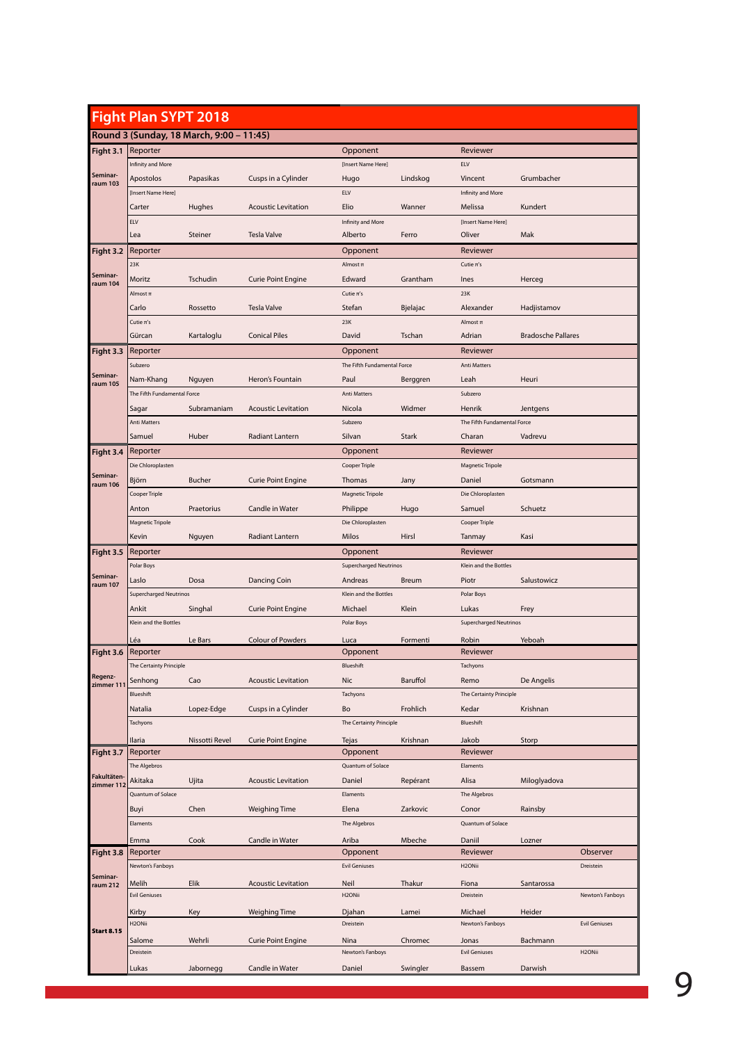# Fight Plan SYPT 2018

## Round 3 (Sunday, 18 March, 9:00 – 11:45)

| Fight 3.1 | Reporter | | | Opponent | | Reviewer | |
|---|---|---|---|---|---|---|---|
| Seminar-raum 103 | Infinity and More | | | [Insert Name Here] | | ELV | |
| | Apostolos | Papasikas | Cusps in a Cylinder | Hugo | Lindskog | Vincent | Grumbacher |
| | [Insert Name Here] | | | ELV | | Infinity and More | |
| | Carter | Hughes | Acoustic Levitation | Elio | Wanner | Melissa | Kundert |
| | ELV | | | Infinity and More | | [Insert Name Here] | |
| | Lea | Steiner | Tesla Valve | Alberto | Ferro | Oliver | Mak |

| Fight 3.2 | Reporter | | | Opponent | | Reviewer | |
|---|---|---|---|---|---|---|---|
| Seminar-raum 104 | 23K | | | Almost π | | Cutie π's | |
| | Moritz | Tschudin | Curie Point Engine | Edward | Grantham | Ines | Herceg |
| | Almost π | | | Cutie π's | | 23K | |
| | Carlo | Rossetto | Tesla Valve | Stefan | Bjelajac | Alexander | Hadjistamov |
| | Cutie π's | | | 23K | | Almost π | |
| | Gürcan | Kartaloglu | Conical Piles | David | Tschan | Adrian | Bradosche Pallares |

| Fight 3.3 | Reporter | | | Opponent | | Reviewer | |
|---|---|---|---|---|---|---|---|
| Seminar-raum 105 | Subzero | | | The Fifth Fundamental Force | | Anti Matters | |
| | Nam-Khang | Nguyen | Heron's Fountain | Paul | Berggren | Leah | Heuri |
| | The Fifth Fundamental Force | | | Anti Matters | | Subzero | |
| | Sagar | Subramaniam | Acoustic Levitation | Nicola | Widmer | Henrik | Jentgens |
| | Anti Matters | | | Subzero | | The Fifth Fundamental Force | |
| | Samuel | Huber | Radiant Lantern | Silvan | Stark | Charan | Vadrevu |

| Fight 3.4 | Reporter | | | Opponent | | Reviewer | |
|---|---|---|---|---|---|---|---|
| Seminar-raum 106 | Die Chloroplasten | | | Cooper Triple | | Magnetic Tripole | |
| | Björn | Bucher | Curie Point Engine | Thomas | Jany | Daniel | Gotsmann |
| | Cooper Triple | | | Magnetic Tripole | | Die Chloroplasten | |
| | Anton | Praetorius | Candle in Water | Philippe | Hugo | Samuel | Schuetz |
| | Magnetic Tripole | | | Die Chloroplasten | | Cooper Triple | |
| | Kevin | Nguyen | Radiant Lantern | Milos | Hirsl | Tanmay | Kasi |

| Fight 3.5 | Reporter | | | Opponent | | Reviewer | |
|---|---|---|---|---|---|---|---|
| Seminar-raum 107 | Polar Boys | | | Supercharged Neutrinos | | Klein and the Bottles | |
| | Laslo | Dosa | Dancing Coin | Andreas | Breum | Piotr | Salustowicz |
| | Supercharged Neutrinos | | | Klein and the Bottles | | Polar Boys | |
| | Ankit | Singhal | Curie Point Engine | Michael | Klein | Lukas | Frey |
| | Klein and the Bottles | | | Polar Boys | | Supercharged Neutrinos | |
| | Léa | Le Bars | Colour of Powders | Luca | Formenti | Robin | Yeboah |

| Fight 3.6 | Reporter | | | Opponent | | Reviewer | |
|---|---|---|---|---|---|---|---|
| Regenz-zimmer 111 | The Certainty Principle | | | Blueshift | | Tachyons | |
| | Senhong | Cao | Acoustic Levitation | Nic | Baruffol | Remo | De Angelis |
| | Blueshift | | | Tachyons | | The Certainty Principle | |
| | Natalia | Lopez-Edge | Cusps in a Cylinder | Bo | Frohlich | Kedar | Krishnan |
| | Tachyons | | | The Certainty Principle | | Blueshift | |
| | Ilaria | Nissotti Revel | Curie Point Engine | Tejas | Krishnan | Jakob | Storp |

| Fight 3.7 | Reporter | | | Opponent | | Reviewer | |
|---|---|---|---|---|---|---|---|
| Fakultäten-zimmer 112 | The Algebros | | | Quantum of Solace | | Elaments | |
| | Akitaka | Ujita | Acoustic Levitation | Daniel | Repérant | Alisa | Miloglyadova |
| | Quantum of Solace | | | Elaments | | The Algebros | |
| | Buyi | Chen | Weighing Time | Elena | Zarkovic | Conor | Rainsby |
| | Elaments | | | The Algebros | | Quantum of Solace | |
| | Emma | Cook | Candle in Water | Ariba | Mbeche | Daniil | Lozner |

| Fight 3.8 | Reporter | | | Opponent | | Reviewer | | Observer |
|---|---|---|---|---|---|---|---|---|
| Seminar-raum 212 | Newton's Fanboys | | | Evil Geniuses | | H2ONii | | Dreistein |
| | Melih | Elik | Acoustic Levitation | Neil | Thakur | Fiona | Santarossa | |
| | Evil Geniuses | | | H2ONii | | Dreistein | | Newton's Fanboys |
| | Kirby | Key | Weighing Time | Djahan | Lamei | Michael | Heider | |
| Start 8.15 | H2ONii | | | Dreistein | | Newton's Fanboys | | Evil Geniuses |
| | Salome | Wehrli | Curie Point Engine | Nina | Chromec | Jonas | Bachmann | |
| | Dreistein | | | Newton's Fanboys | | Evil Geniuses | | H2ONii |
| | Lukas | Jabornegg | Candle in Water | Daniel | Swingler | Bassem | Darwish | |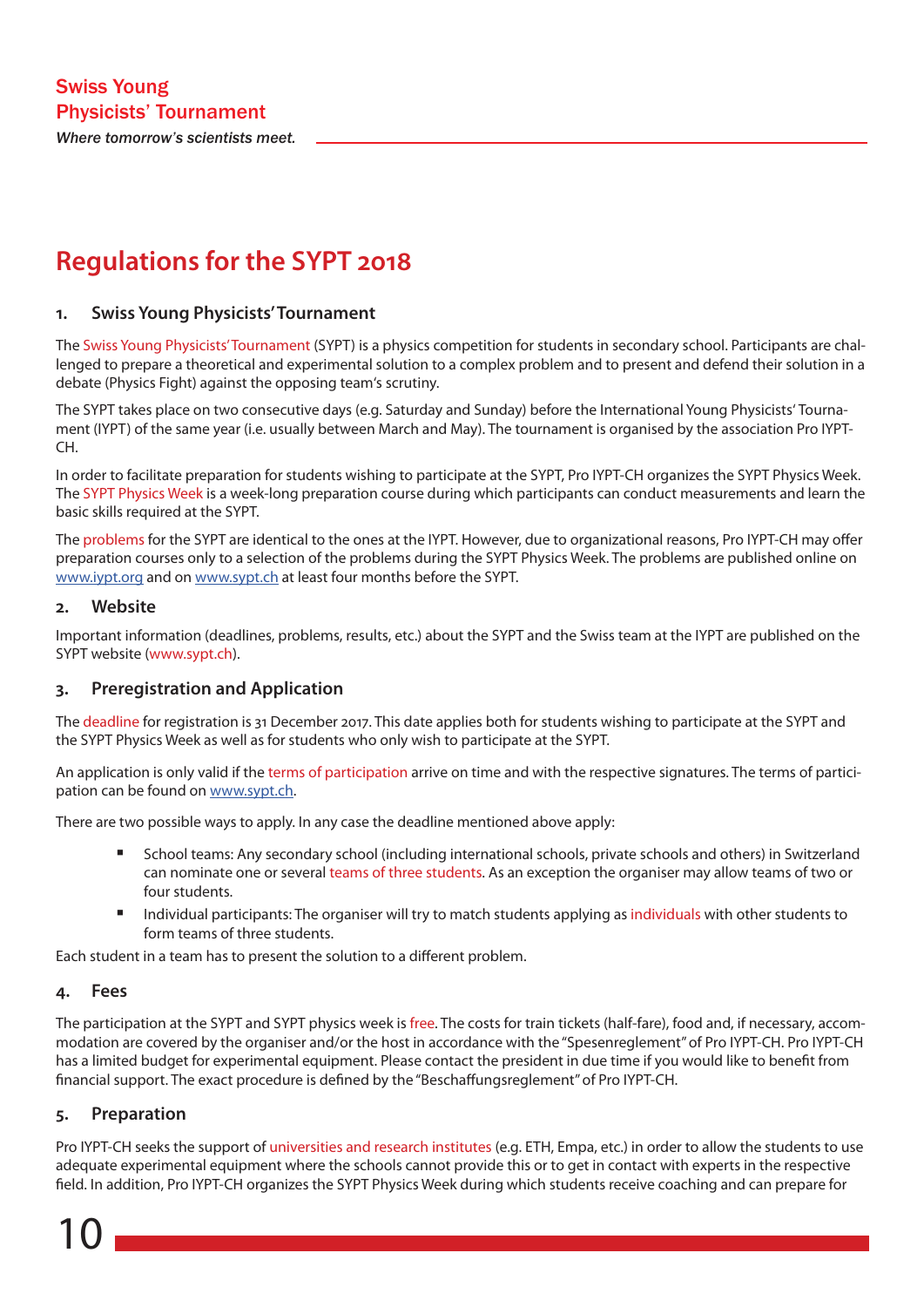# Regulations for the SYPT 2018

## 1. Swiss Young Physicists' Tournament

The Swiss Young Physicists' Tournament (SYPT) is a physics competition for students in secondary school. Participants are challenged to prepare a theoretical and experimental solution to a complex problem and to present and defend their solution in a debate (Physics Fight) against the opposing team's scrutiny.

The SYPT takes place on two consecutive days (e.g. Saturday and Sunday) before the International Young Physicists' Tournament (IYPT) of the same year (i.e. usually between March and May). The tournament is organised by the association Pro IYPT-CH.

In order to facilitate preparation for students wishing to participate at the SYPT, Pro IYPT-CH organizes the SYPT Physics Week. The SYPT Physics Week is a week-long preparation course during which participants can conduct measurements and learn the basic skills required at the SYPT.

The problems for the SYPT are identical to the ones at the IYPT. However, due to organizational reasons, Pro IYPT-CH may offer preparation courses only to a selection of the problems during the SYPT Physics Week. The problems are published online on www.iypt.org and on www.sypt.ch at least four months before the SYPT.

## 2. Website

Important information (deadlines, problems, results, etc.) about the SYPT and the Swiss team at the IYPT are published on the SYPT website (www.sypt.ch).

## 3. Preregistration and Application

The deadline for registration is 31 December 2017. This date applies both for students wishing to participate at the SYPT and the SYPT Physics Week as well as for students who only wish to participate at the SYPT.

An application is only valid if the terms of participation arrive on time and with the respective signatures. The terms of participation can be found on www.sypt.ch.

There are two possible ways to apply. In any case the deadline mentioned above apply:

- School teams: Any secondary school (including international schools, private schools and others) in Switzerland can nominate one or several teams of three students. As an exception the organiser may allow teams of two or four students.
- Individual participants: The organiser will try to match students applying as individuals with other students to form teams of three students.

Each student in a team has to present the solution to a different problem.

## 4. Fees

The participation at the SYPT and SYPT physics week is free. The costs for train tickets (half-fare), food and, if necessary, accommodation are covered by the organiser and/or the host in accordance with the "Spesenreglement" of Pro IYPT-CH. Pro IYPT-CH has a limited budget for experimental equipment. Please contact the president in due time if you would like to benefit from financial support. The exact procedure is defined by the "Beschaffungsreglement" of Pro IYPT-CH.

## 5. Preparation

Pro IYPT-CH seeks the support of universities and research institutes (e.g. ETH, Empa, etc.) in order to allow the students to use adequate experimental equipment where the schools cannot provide this or to get in contact with experts in the respective field. In addition, Pro IYPT-CH organizes the SYPT Physics Week during which students receive coaching and can prepare for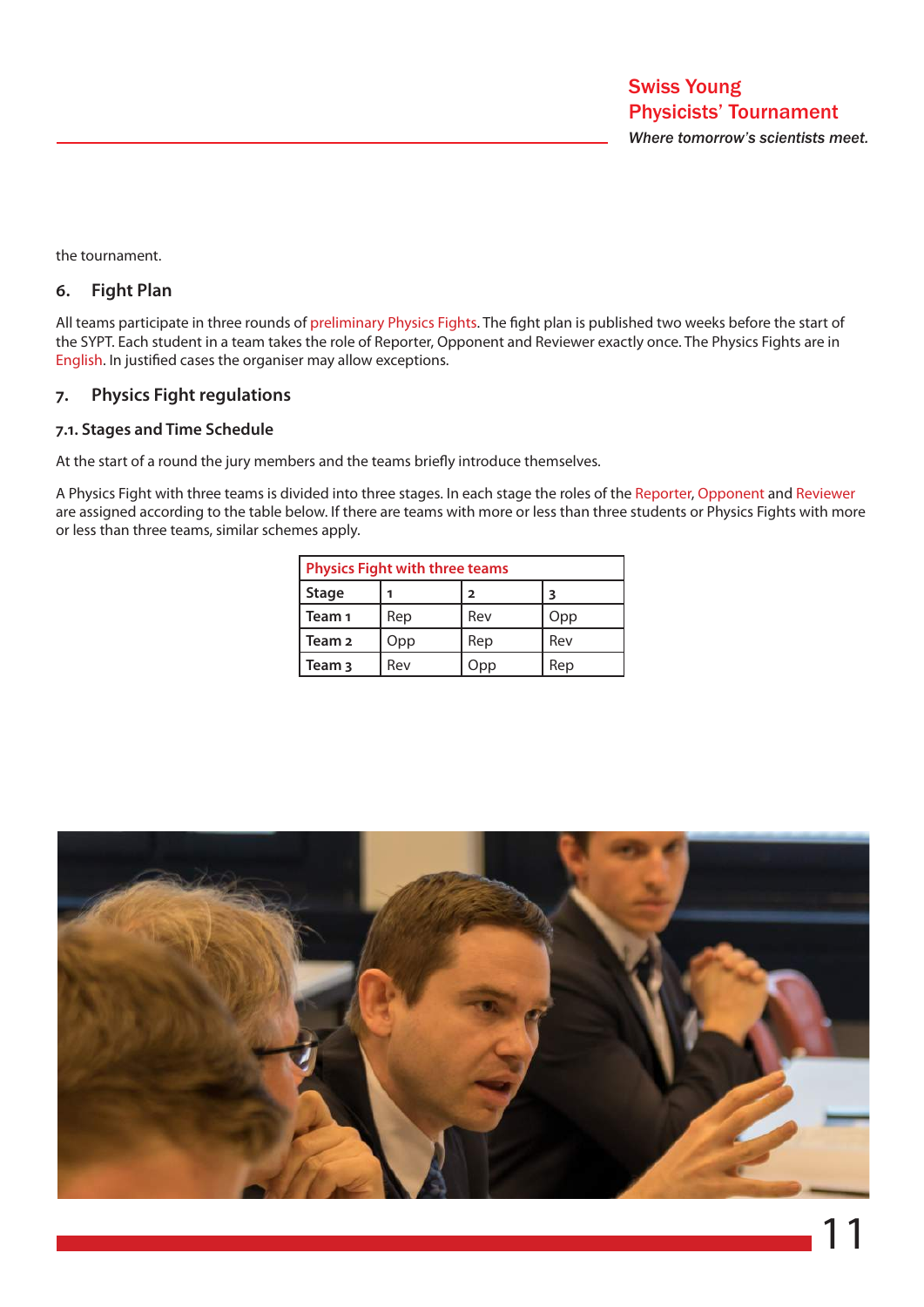the tournament.

## 6. Fight Plan

All teams participate in three rounds of preliminary Physics Fights. The fight plan is published two weeks before the start of the SYPT. Each student in a team takes the role of Reporter, Opponent and Reviewer exactly once. The Physics Fights are in English. In justified cases the organiser may allow exceptions.

## 7. Physics Fight regulations

### 7.1. Stages and Time Schedule

At the start of a round the jury members and the teams briefly introduce themselves.

A Physics Fight with three teams is divided into three stages. In each stage the roles of the Reporter, Opponent and Reviewer are assigned according to the table below. If there are teams with more or less than three students or Physics Fights with more or less than three teams, similar schemes apply.

| Physics Fight with three teams | | | |
|---|---|---|---|
| **Stage** | **1** | **2** | **3** |
| **Team 1** | Rep | Rev | Opp |
| **Team 2** | Opp | Rep | Rev |
| **Team 3** | Rev | Opp | Rep |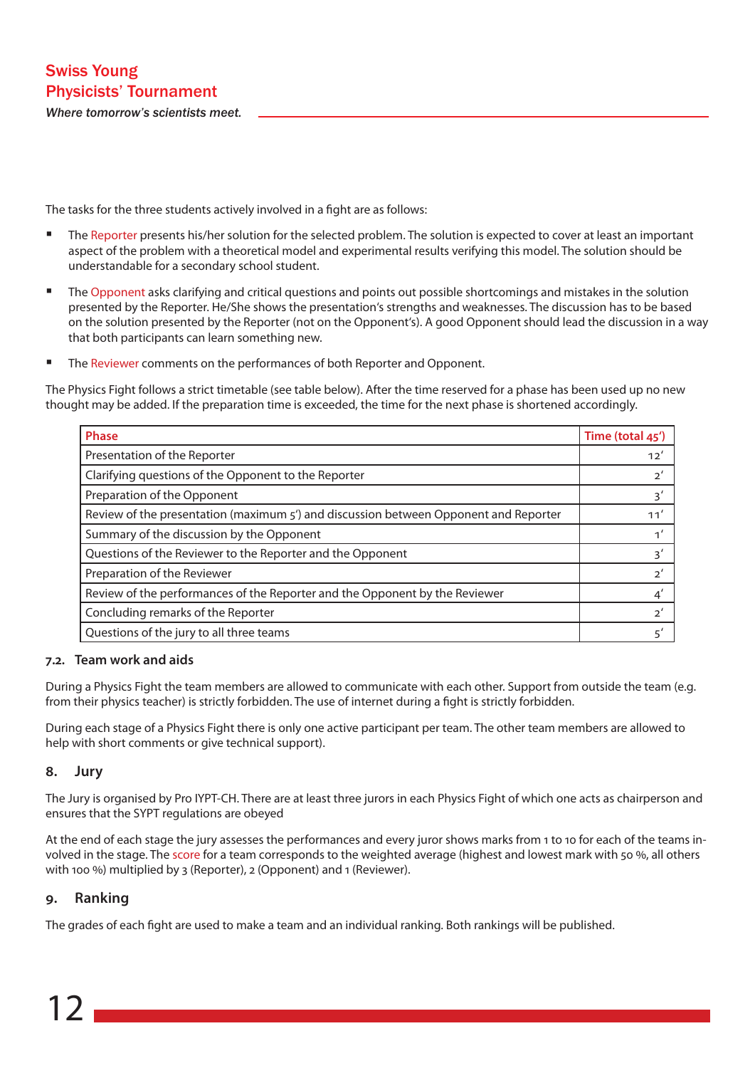The tasks for the three students actively involved in a fight are as follows:

- The Reporter presents his/her solution for the selected problem. The solution is expected to cover at least an important aspect of the problem with a theoretical model and experimental results verifying this model. The solution should be understandable for a secondary school student.
- The Opponent asks clarifying and critical questions and points out possible shortcomings and mistakes in the solution presented by the Reporter. He/She shows the presentation's strengths and weaknesses. The discussion has to be based on the solution presented by the Reporter (not on the Opponent's). A good Opponent should lead the discussion in a way that both participants can learn something new.
- The Reviewer comments on the performances of both Reporter and Opponent.

The Physics Fight follows a strict timetable (see table below). After the time reserved for a phase has been used up no new thought may be added. If the preparation time is exceeded, the time for the next phase is shortened accordingly.

| Phase | Time (total 45') |
|---|---|
| Presentation of the Reporter | 12' |
| Clarifying questions of the Opponent to the Reporter | 2' |
| Preparation of the Opponent | 3' |
| Review of the presentation (maximum 5') and discussion between Opponent and Reporter | 11' |
| Summary of the discussion by the Opponent | 1' |
| Questions of the Reviewer to the Reporter and the Opponent | 3' |
| Preparation of the Reviewer | 2' |
| Review of the performances of the Reporter and the Opponent by the Reviewer | 4' |
| Concluding remarks of the Reporter | 2' |
| Questions of the jury to all three teams | 5' |

### 7.2. Team work and aids

During a Physics Fight the team members are allowed to communicate with each other. Support from outside the team (e.g. from their physics teacher) is strictly forbidden. The use of internet during a fight is strictly forbidden.

During each stage of a Physics Fight there is only one active participant per team. The other team members are allowed to help with short comments or give technical support).

## 8. Jury

The Jury is organised by Pro IYPT-CH. There are at least three jurors in each Physics Fight of which one acts as chairperson and ensures that the SYPT regulations are obeyed

At the end of each stage the jury assesses the performances and every juror shows marks from 1 to 10 for each of the teams involved in the stage. The score for a team corresponds to the weighted average (highest and lowest mark with 50 %, all others with 100 %) multiplied by 3 (Reporter), 2 (Opponent) and 1 (Reviewer).

## 9. Ranking

The grades of each fight are used to make a team and an individual ranking. Both rankings will be published.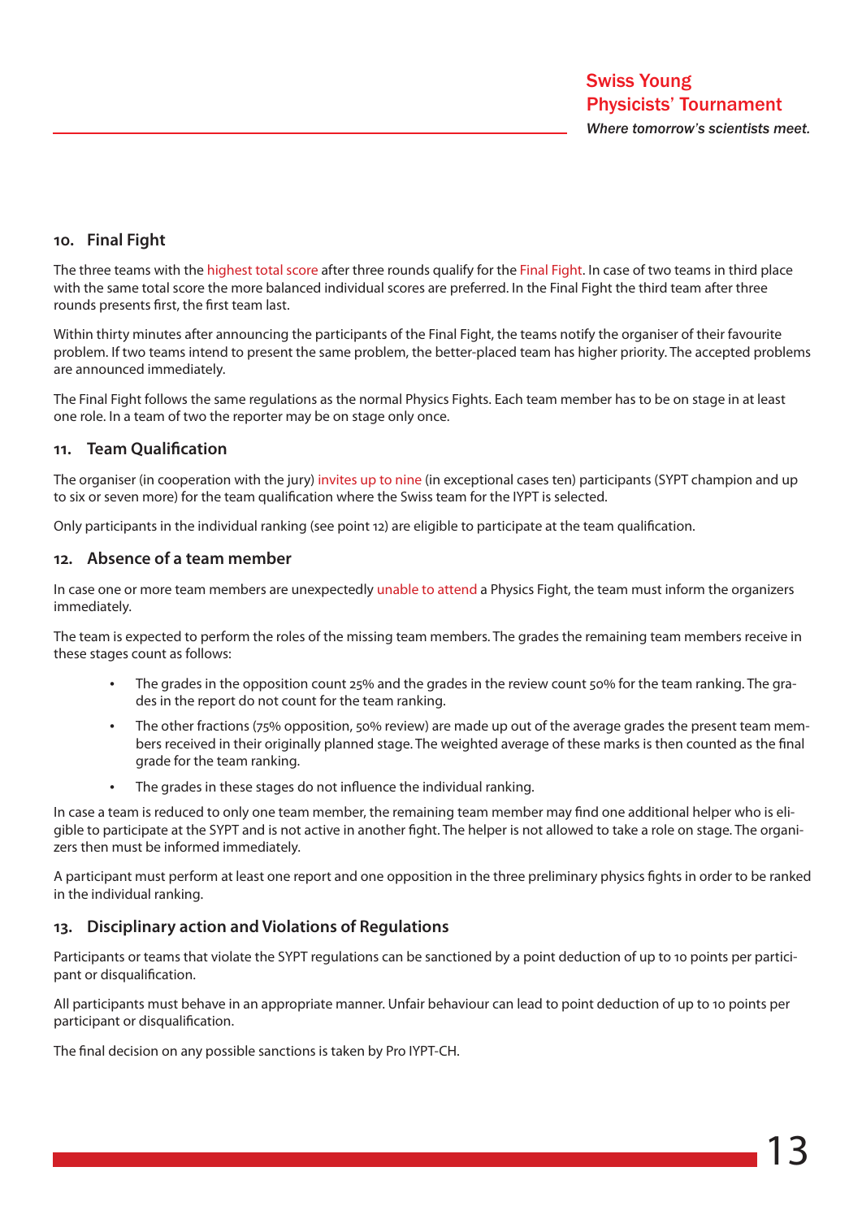## 10. Final Fight

The three teams with the highest total score after three rounds qualify for the Final Fight. In case of two teams in third place with the same total score the more balanced individual scores are preferred. In the Final Fight the third team after three rounds presents first, the first team last.

Within thirty minutes after announcing the participants of the Final Fight, the teams notify the organiser of their favourite problem. If two teams intend to present the same problem, the better-placed team has higher priority. The accepted problems are announced immediately.

The Final Fight follows the same regulations as the normal Physics Fights. Each team member has to be on stage in at least one role. In a team of two the reporter may be on stage only once.

## 11. Team Qualification

The organiser (in cooperation with the jury) invites up to nine (in exceptional cases ten) participants (SYPT champion and up to six or seven more) for the team qualification where the Swiss team for the IYPT is selected.

Only participants in the individual ranking (see point 12) are eligible to participate at the team qualification.

## 12. Absence of a team member

In case one or more team members are unexpectedly unable to attend a Physics Fight, the team must inform the organizers immediately.

The team is expected to perform the roles of the missing team members. The grades the remaining team members receive in these stages count as follows:

- The grades in the opposition count 25% and the grades in the review count 50% for the team ranking. The grades in the report do not count for the team ranking.
- The other fractions (75% opposition, 50% review) are made up out of the average grades the present team members received in their originally planned stage. The weighted average of these marks is then counted as the final grade for the team ranking.
- The grades in these stages do not influence the individual ranking.

In case a team is reduced to only one team member, the remaining team member may find one additional helper who is eligible to participate at the SYPT and is not active in another fight. The helper is not allowed to take a role on stage. The organizers then must be informed immediately.

A participant must perform at least one report and one opposition in the three preliminary physics fights in order to be ranked in the individual ranking.

## 13. Disciplinary action and Violations of Regulations

Participants or teams that violate the SYPT regulations can be sanctioned by a point deduction of up to 10 points per participant or disqualification.

All participants must behave in an appropriate manner. Unfair behaviour can lead to point deduction of up to 10 points per participant or disqualification.

The final decision on any possible sanctions is taken by Pro IYPT-CH.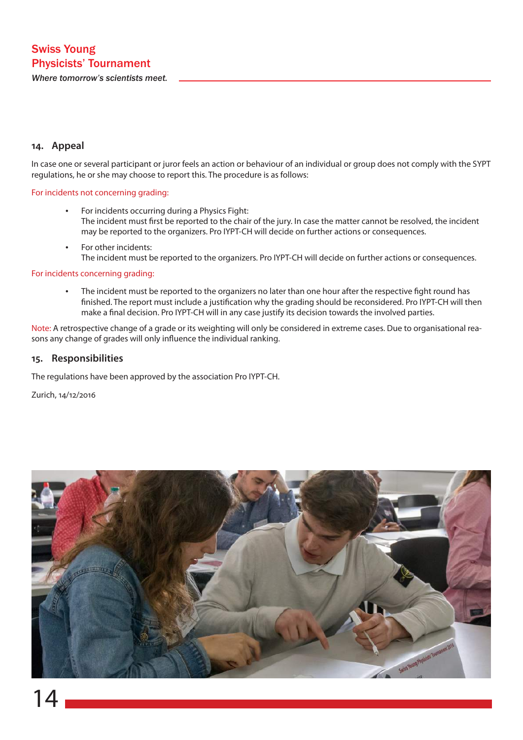## 14. Appeal

In case one or several participant or juror feels an action or behaviour of an individual or group does not comply with the SYPT regulations, he or she may choose to report this. The procedure is as follows:

For incidents not concerning grading:

- For incidents occurring during a Physics Fight:
  The incident must first be reported to the chair of the jury. In case the matter cannot be resolved, the incident may be reported to the organizers. Pro IYPT-CH will decide on further actions or consequences.
- For other incidents:
  The incident must be reported to the organizers. Pro IYPT-CH will decide on further actions or consequences.

For incidents concerning grading:

- The incident must be reported to the organizers no later than one hour after the respective fight round has finished. The report must include a justification why the grading should be reconsidered. Pro IYPT-CH will then make a final decision. Pro IYPT-CH will in any case justify its decision towards the involved parties.

Note: A retrospective change of a grade or its weighting will only be considered in extreme cases. Due to organisational reasons any change of grades will only influence the individual ranking.

## 15. Responsibilities

The regulations have been approved by the association Pro IYPT-CH.

Zurich, 14/12/2016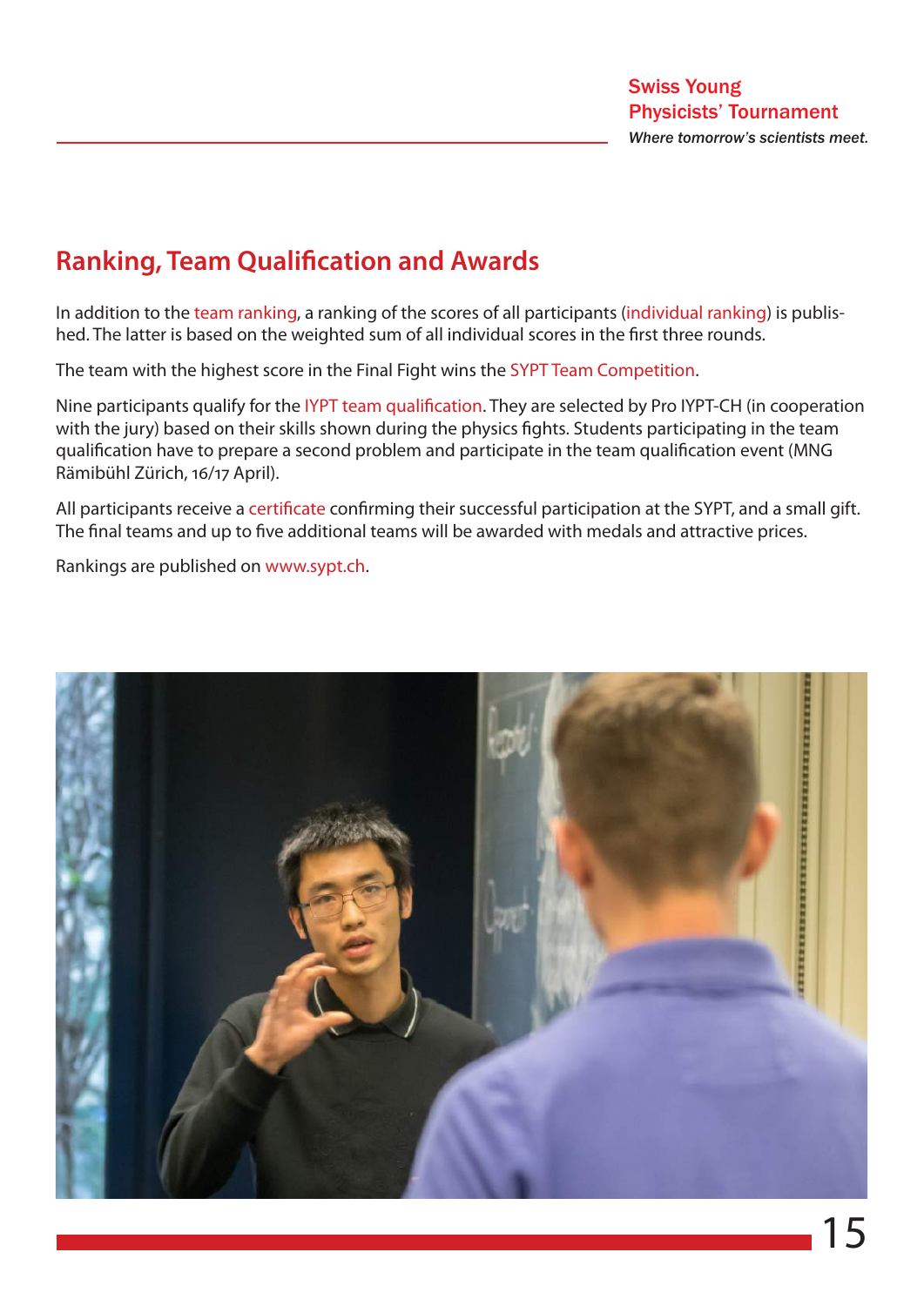## Ranking, Team Qualification and Awards

In addition to the team ranking, a ranking of the scores of all participants (individual ranking) is published. The latter is based on the weighted sum of all individual scores in the first three rounds.

The team with the highest score in the Final Fight wins the SYPT Team Competition.

Nine participants qualify for the IYPT team qualification. They are selected by Pro IYPT-CH (in cooperation with the jury) based on their skills shown during the physics fights. Students participating in the team qualification have to prepare a second problem and participate in the team qualification event (MNG Rämibühl Zürich, 16/17 April).

All participants receive a certificate confirming their successful participation at the SYPT, and a small gift. The final teams and up to five additional teams will be awarded with medals and attractive prices.

Rankings are published on www.sypt.ch.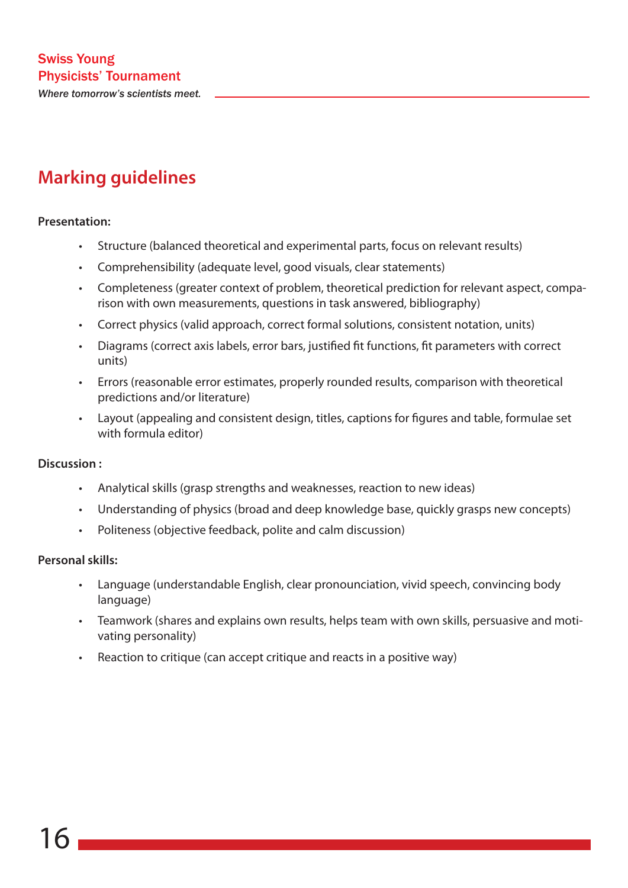# Marking guidelines

**Presentation:**

- Structure (balanced theoretical and experimental parts, focus on relevant results)
- Comprehensibility (adequate level, good visuals, clear statements)
- Completeness (greater context of problem, theoretical prediction for relevant aspect, comparison with own measurements, questions in task answered, bibliography)
- Correct physics (valid approach, correct formal solutions, consistent notation, units)
- Diagrams (correct axis labels, error bars, justified fit functions, fit parameters with correct units)
- Errors (reasonable error estimates, properly rounded results, comparison with theoretical predictions and/or literature)
- Layout (appealing and consistent design, titles, captions for figures and table, formulae set with formula editor)

**Discussion :**

- Analytical skills (grasp strengths and weaknesses, reaction to new ideas)
- Understanding of physics (broad and deep knowledge base, quickly grasps new concepts)
- Politeness (objective feedback, polite and calm discussion)

**Personal skills:**

- Language (understandable English, clear pronounciation, vivid speech, convincing body language)
- Teamwork (shares and explains own results, helps team with own skills, persuasive and motivating personality)
- Reaction to critique (can accept critique and reacts in a positive way)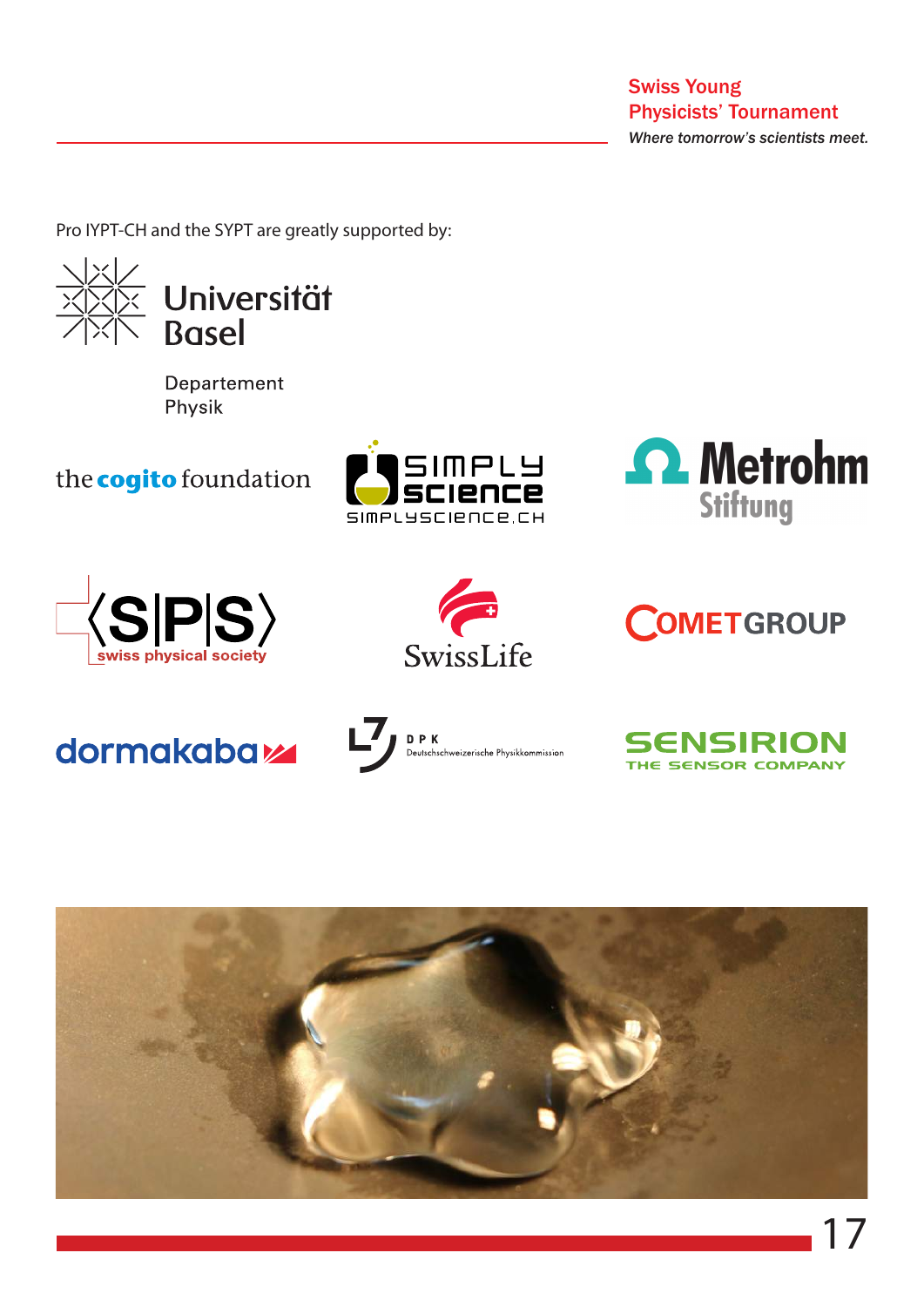Pro IYPT-CH and the SYPT are greatly supported by:

Universität Basel

Departement Physik

the cogito foundation

SIMPLY SCIENCE
simplyscience.ch

Metrohm Stiftung

SPS swiss physical society

SwissLife

COMETGROUP

dormakaba

DPK Deutschschweizerische Physikkommission

SENSIRION THE SENSOR COMPANY